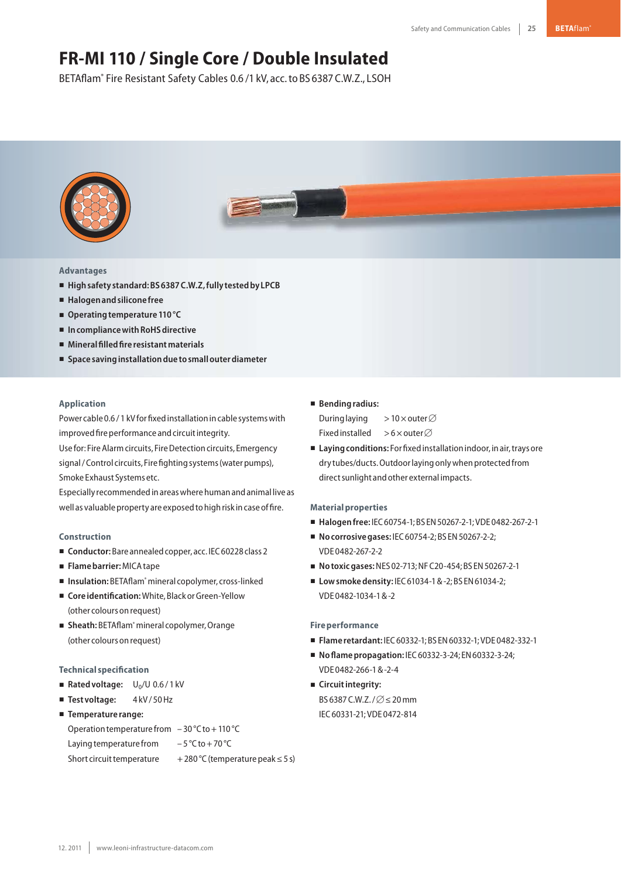# FR-MI 110 / Single Core / Double Insulated

BETAflam® Fire Resistant Safety Cables 0.6 /1 kV, acc. to BS 6387 C.W.Z., LSOH

## Advantages

- **High safety standard: BS 6387 C.W.Z, fully tested by LPCB**
- **Halogen and silicone free**
- **Operating temperature 110 °C**
- **In compliance with RoHS directive**
- **Mineral filled fire resistant materials**
- **Space saving installation due to small outer diameter**

## Application

Power cable 0.6 / 1 kV for fixed installation in cable systems with improved fire performance and circuit integrity.
Use for: Fire Alarm circuits, Fire Detection circuits, Emergency signal / Control circuits, Firefighting systems (water pumps), Smoke Exhaust Systems etc.
Especially recommended in areas where human and animal live as well as valuable property are exposed to high risk in case of fire.

## Construction

- **Conductor:** Bare annealed copper, acc. IEC 60228 class 2
- **Flame barrier:** MICA tape
- **Insulation:** BETAflam® mineral copolymer, cross-linked
- **Core identification:** White, Black or Green-Yellow (other colours on request)
- **Sheath:** BETAflam® mineral copolymer, Orange (other colours on request)

## Technical specification

- **Rated voltage:** $U_0/U$ 0.6 / 1 kV
- **Test voltage:** 4 kV / 50 Hz
- **Temperature range:**
  - Operation temperature from − 30 °C to + 110 °C
  - Laying temperature from − 5 °C to + 70 °C
  - Short circuit temperature + 280 °C (temperature peak ≤ 5 s)
- **Bending radius:**
  - During laying > 10 × outer ∅
  - Fixed installed > 6 × outer ∅
- **Laying conditions:** For fixed installation indoor, in air, trays ore dry tubes/ducts. Outdoor laying only when protected from direct sunlight and other external impacts.

## Material properties

- **Halogen free:** IEC 60754-1; BS EN 50267-2-1; VDE 0482-267-2-1
- **No corrosive gases:** IEC 60754-2; BS EN 50267-2-2; VDE 0482-267-2-2
- **No toxic gases:** NES 02-713; NF C20-454; BS EN 50267-2-1
- **Low smoke density:** IEC 61034-1 & -2; BS EN 61034-2; VDE 0482-1034-1 & -2

## Fire performance

- **Flame retardant:** IEC 60332-1; BS EN 60332-1; VDE 0482-332-1
- **No flame propagation:** IEC 60332-3-24; EN 60332-3-24; VDE 0482-266-1 & -2-4
- **Circuit integrity:**
  BS 6387 C.W.Z. / ∅ ≤ 20 mm
  IEC 60331-21; VDE 0472-814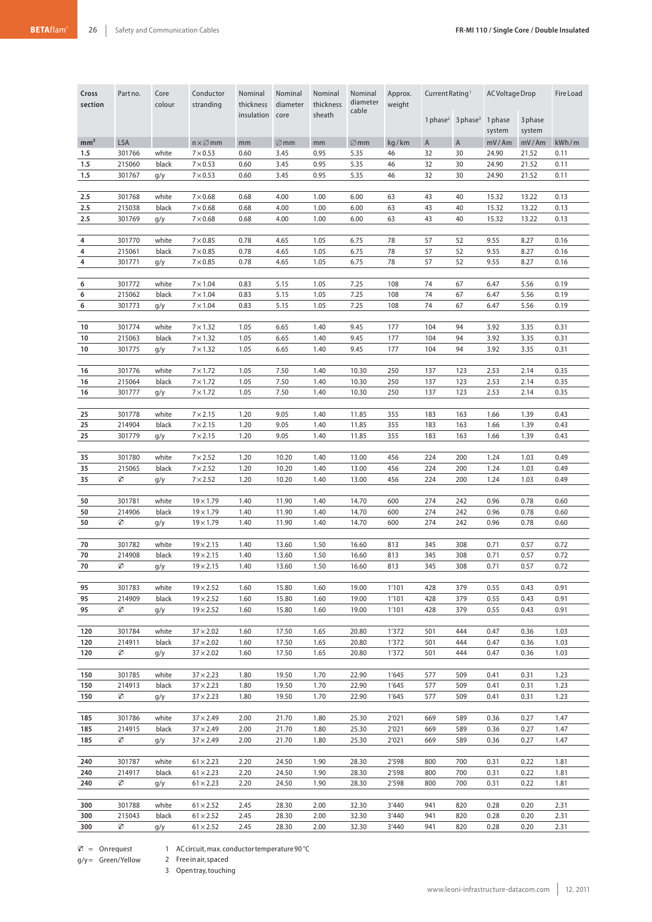| Cross section | Part no. | Core colour | Conductor stranding | Nominal thickness insulation | Nominal diameter core | Nominal thickness sheath | Nominal diameter cable | Approx. weight | Current Rating[1] | | AC Voltage Drop | | Fire Load |
|---|---|---|---|---|---|---|---|---|---|---|---|---|---|
| | | | | | | | | | 1 phase[2] | 3 phase[3] | 1 phase system | 3 phase system | |
| mm² | LSA | | n × ∅mm | mm | ∅mm | mm | ∅mm | kg / km | A | A | mV / Am | mV / Am | kWh / m |
| 1.5 | 301766 | white | 7 × 0.53 | 0.60 | 3.45 | 0.95 | 5.35 | 46 | 32 | 30 | 24.90 | 21.52 | 0.11 |
| 1.5 | 215060 | black | 7 × 0.53 | 0.60 | 3.45 | 0.95 | 5.35 | 46 | 32 | 30 | 24.90 | 21.52 | 0.11 |
| 1.5 | 301767 | g/y | 7 × 0.53 | 0.60 | 3.45 | 0.95 | 5.35 | 46 | 32 | 30 | 24.90 | 21.52 | 0.11 |
| 2.5 | 301768 | white | 7 × 0.68 | 0.68 | 4.00 | 1.00 | 6.00 | 63 | 43 | 40 | 15.32 | 13.22 | 0.13 |
| 2.5 | 215038 | black | 7 × 0.68 | 0.68 | 4.00 | 1.00 | 6.00 | 63 | 43 | 40 | 15.32 | 13.22 | 0.13 |
| 2.5 | 301769 | g/y | 7 × 0.68 | 0.68 | 4.00 | 1.00 | 6.00 | 63 | 43 | 40 | 15.32 | 13.22 | 0.13 |
| 4 | 301770 | white | 7 × 0.85 | 0.78 | 4.65 | 1.05 | 6.75 | 78 | 57 | 52 | 9.55 | 8.27 | 0.16 |
| 4 | 215061 | black | 7 × 0.85 | 0.78 | 4.65 | 1.05 | 6.75 | 78 | 57 | 52 | 9.55 | 8.27 | 0.16 |
| 4 | 301771 | g/y | 7 × 0.85 | 0.78 | 4.65 | 1.05 | 6.75 | 78 | 57 | 52 | 9.55 | 8.27 | 0.16 |
| 6 | 301772 | white | 7 × 1.04 | 0.83 | 5.15 | 1.05 | 7.25 | 108 | 74 | 67 | 6.47 | 5.56 | 0.19 |
| 6 | 215062 | black | 7 × 1.04 | 0.83 | 5.15 | 1.05 | 7.25 | 108 | 74 | 67 | 6.47 | 5.56 | 0.19 |
| 6 | 301773 | g/y | 7 × 1.04 | 0.83 | 5.15 | 1.05 | 7.25 | 108 | 74 | 67 | 6.47 | 5.56 | 0.19 |
| 10 | 301774 | white | 7 × 1.32 | 1.05 | 6.65 | 1.40 | 9.45 | 177 | 104 | 94 | 3.92 | 3.35 | 0.31 |
| 10 | 215063 | black | 7 × 1.32 | 1.05 | 6.65 | 1.40 | 9.45 | 177 | 104 | 94 | 3.92 | 3.35 | 0.31 |
| 10 | 301775 | g/y | 7 × 1.32 | 1.05 | 6.65 | 1.40 | 9.45 | 177 | 104 | 94 | 3.92 | 3.35 | 0.31 |
| 16 | 301776 | white | 7 × 1.72 | 1.05 | 7.50 | 1.40 | 10.30 | 250 | 137 | 123 | 2.53 | 2.14 | 0.35 |
| 16 | 215064 | black | 7 × 1.72 | 1.05 | 7.50 | 1.40 | 10.30 | 250 | 137 | 123 | 2.53 | 2.14 | 0.35 |
| 16 | 301777 | g/y | 7 × 1.72 | 1.05 | 7.50 | 1.40 | 10.30 | 250 | 137 | 123 | 2.53 | 2.14 | 0.35 |
| 25 | 301778 | white | 7 × 2.15 | 1.20 | 9.05 | 1.40 | 11.85 | 355 | 183 | 163 | 1.66 | 1.39 | 0.43 |
| 25 | 214904 | black | 7 × 2.15 | 1.20 | 9.05 | 1.40 | 11.85 | 355 | 183 | 163 | 1.66 | 1.39 | 0.43 |
| 25 | 301779 | g/y | 7 × 2.15 | 1.20 | 9.05 | 1.40 | 11.85 | 355 | 183 | 163 | 1.66 | 1.39 | 0.43 |
| 35 | 301780 | white | 7 × 2.52 | 1.20 | 10.20 | 1.40 | 13.00 | 456 | 224 | 200 | 1.24 | 1.03 | 0.49 |
| 35 | 215065 | black | 7 × 2.52 | 1.20 | 10.20 | 1.40 | 13.00 | 456 | 224 | 200 | 1.24 | 1.03 | 0.49 |
| 35 | ∅ | g/y | 7 × 2.52 | 1.20 | 10.20 | 1.40 | 13.00 | 456 | 224 | 200 | 1.24 | 1.03 | 0.49 |
| 50 | 301781 | white | 19 × 1.79 | 1.40 | 11.90 | 1.40 | 14.70 | 600 | 274 | 242 | 0.96 | 0.78 | 0.60 |
| 50 | 214906 | black | 19 × 1.79 | 1.40 | 11.90 | 1.40 | 14.70 | 600 | 274 | 242 | 0.96 | 0.78 | 0.60 |
| 50 | ∅ | g/y | 19 × 1.79 | 1.40 | 11.90 | 1.40 | 14.70 | 600 | 274 | 242 | 0.96 | 0.78 | 0.60 |
| 70 | 301782 | white | 19 × 2.15 | 1.40 | 13.60 | 1.50 | 16.60 | 813 | 345 | 308 | 0.71 | 0.57 | 0.72 |
| 70 | 214908 | black | 19 × 2.15 | 1.40 | 13.60 | 1.50 | 16.60 | 813 | 345 | 308 | 0.71 | 0.57 | 0.72 |
| 70 | ∅ | g/y | 19 × 2.15 | 1.40 | 13.60 | 1.50 | 16.60 | 813 | 345 | 308 | 0.71 | 0.57 | 0.72 |
| 95 | 301783 | white | 19 × 2.52 | 1.60 | 15.80 | 1.60 | 19.00 | 1'101 | 428 | 379 | 0.55 | 0.43 | 0.91 |
| 95 | 214909 | black | 19 × 2.52 | 1.60 | 15.80 | 1.60 | 19.00 | 1'101 | 428 | 379 | 0.55 | 0.43 | 0.91 |
| 95 | ∅ | g/y | 19 × 2.52 | 1.60 | 15.80 | 1.60 | 19.00 | 1'101 | 428 | 379 | 0.55 | 0.43 | 0.91 |
| 120 | 301784 | white | 37 × 2.02 | 1.60 | 17.50 | 1.65 | 20.80 | 1'372 | 501 | 444 | 0.47 | 0.36 | 1.03 |
| 120 | 214911 | black | 37 × 2.02 | 1.60 | 17.50 | 1.65 | 20.80 | 1'372 | 501 | 444 | 0.47 | 0.36 | 1.03 |
| 120 | ∅ | g/y | 37 × 2.02 | 1.60 | 17.50 | 1.65 | 20.80 | 1'372 | 501 | 444 | 0.47 | 0.36 | 1.03 |
| 150 | 301785 | white | 37 × 2.23 | 1.80 | 19.50 | 1.70 | 22.90 | 1'645 | 577 | 509 | 0.41 | 0.31 | 1.23 |
| 150 | 214913 | black | 37 × 2.23 | 1.80 | 19.50 | 1.70 | 22.90 | 1'645 | 577 | 509 | 0.41 | 0.31 | 1.23 |
| 150 | ∅ | g/y | 37 × 2.23 | 1.80 | 19.50 | 1.70 | 22.90 | 1'645 | 577 | 509 | 0.41 | 0.31 | 1.23 |
| 185 | 301786 | white | 37 × 2.49 | 2.00 | 21.70 | 1.80 | 25.30 | 2'021 | 669 | 589 | 0.36 | 0.27 | 1.47 |
| 185 | 214915 | black | 37 × 2.49 | 2.00 | 21.70 | 1.80 | 25.30 | 2'021 | 669 | 589 | 0.36 | 0.27 | 1.47 |
| 185 | ∅ | g/y | 37 × 2.49 | 2.00 | 21.70 | 1.80 | 25.30 | 2'021 | 669 | 589 | 0.36 | 0.27 | 1.47 |
| 240 | 301787 | white | 61 × 2.23 | 2.20 | 24.50 | 1.90 | 28.30 | 2'598 | 800 | 700 | 0.31 | 0.22 | 1.81 |
| 240 | 214917 | black | 61 × 2.23 | 2.20 | 24.50 | 1.90 | 28.30 | 2'598 | 800 | 700 | 0.31 | 0.22 | 1.81 |
| 240 | ∅ | g/y | 61 × 2.23 | 2.20 | 24.50 | 1.90 | 28.30 | 2'598 | 800 | 700 | 0.31 | 0.22 | 1.81 |
| 300 | 301788 | white | 61 × 2.52 | 2.45 | 28.30 | 2.00 | 32.30 | 3'440 | 941 | 820 | 0.28 | 0.20 | 2.31 |
| 300 | 215043 | black | 61 × 2.52 | 2.45 | 28.30 | 2.00 | 32.30 | 3'440 | 941 | 820 | 0.28 | 0.20 | 2.31 |
| 300 | ∅ | g/y | 61 × 2.52 | 2.45 | 28.30 | 2.00 | 32.30 | 3'440 | 941 | 820 | 0.28 | 0.20 | 2.31 |

∅ = On request
g/y = Green/Yellow

1 AC circuit, max. conductor temperature 90 °C
2 Free in air, spaced
3 Open tray, touching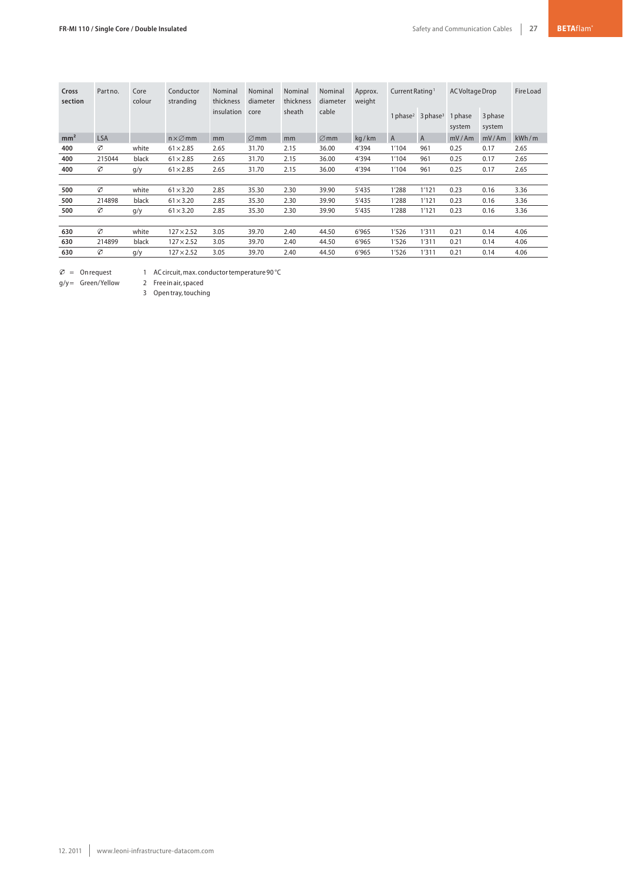| Cross section | Part no. | Core colour | Conductor stranding | Nominal thickness insulation | Nominal diameter core | Nominal thickness sheath | Nominal diameter cable | Approx. weight | Current Rating[1] | | AC Voltage Drop | | Fire Load |
|---|---|---|---|---|---|---|---|---|---|---|---|---|---|
| | | | | | | | | | 1 phase[2] | 3 phase[3] | 1 phase system | 3 phase system | |
| mm² | LSA | | n × ∅ mm | mm | ∅ mm | mm | ∅ mm | kg / km | A | A | mV / Am | mV / Am | kWh / m |
| 400 | ∅ | white | 61 × 2.85 | 2.65 | 31.70 | 2.15 | 36.00 | 4'394 | 1'104 | 961 | 0.25 | 0.17 | 2.65 |
| 400 | 215044 | black | 61 × 2.85 | 2.65 | 31.70 | 2.15 | 36.00 | 4'394 | 1'104 | 961 | 0.25 | 0.17 | 2.65 |
| 400 | ∅ | g/y | 61 × 2.85 | 2.65 | 31.70 | 2.15 | 36.00 | 4'394 | 1'104 | 961 | 0.25 | 0.17 | 2.65 |
| 500 | ∅ | white | 61 × 3.20 | 2.85 | 35.30 | 2.30 | 39.90 | 5'435 | 1'288 | 1'121 | 0.23 | 0.16 | 3.36 |
| 500 | 214898 | black | 61 × 3.20 | 2.85 | 35.30 | 2.30 | 39.90 | 5'435 | 1'288 | 1'121 | 0.23 | 0.16 | 3.36 |
| 500 | ∅ | g/y | 61 × 3.20 | 2.85 | 35.30 | 2.30 | 39.90 | 5'435 | 1'288 | 1'121 | 0.23 | 0.16 | 3.36 |
| 630 | ∅ | white | 127 × 2.52 | 3.05 | 39.70 | 2.40 | 44.50 | 6'965 | 1'526 | 1'311 | 0.21 | 0.14 | 4.06 |
| 630 | 214899 | black | 127 × 2.52 | 3.05 | 39.70 | 2.40 | 44.50 | 6'965 | 1'526 | 1'311 | 0.21 | 0.14 | 4.06 |
| 630 | ∅ | g/y | 127 × 2.52 | 3.05 | 39.70 | 2.40 | 44.50 | 6'965 | 1'526 | 1'311 | 0.21 | 0.14 | 4.06 |

∅ = On request
g/y = Green/Yellow

1 AC circuit, max. conductor temperature 90 °C
2 Free in air, spaced
3 Open tray, touching